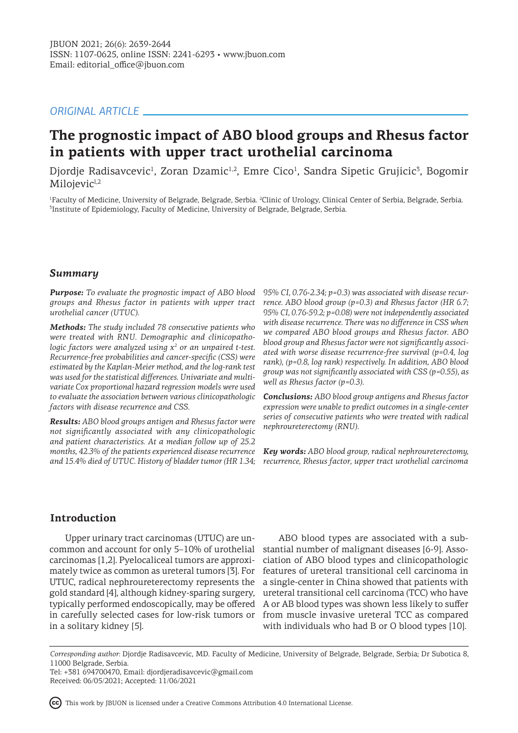ORIGINAL ARTICLE

# The prognostic impact of ABO blood groups and Rhesus factor in patients with upper tract urothelial carcinoma

Djordje Radisavcevic[1], Zoran Dzamic[1,2], Emre Cico[1], Sandra Sipetic Grujicic[3], Bogomir Milojevic[1,2]

[1]Faculty of Medicine, University of Belgrade, Belgrade, Serbia. [2]Clinic of Urology, Clinical Center of Serbia, Belgrade, Serbia. [3]Institute of Epidemiology, Faculty of Medicine, University of Belgrade, Belgrade, Serbia.

## Summary

***Purpose:*** *To evaluate the prognostic impact of ABO blood groups and Rhesus factor in patients with upper tract urothelial cancer (UTUC).*

***Methods:*** *The study included 78 consecutive patients who were treated with RNU. Demographic and clinicopathologic factors were analyzed using $x^2$ or an unpaired t-test. Recurrence-free probabilities and cancer-specific (CSS) were estimated by the Kaplan-Meier method, and the log-rank test was used for the statistical differences. Univariate and multivariate Cox proportional hazard regression models were used to evaluate the association between various clinicopathologic factors with disease recurrence and CSS.*

***Results:*** *ABO blood groups antigen and Rhesus factor were not significantly associated with any clinicopathologic and patient characteristics. At a median follow up of 25.2 months, 42.3% of the patients experienced disease recurrence and 15.4% died of UTUC. History of bladder tumor (HR 1.34; 95% CI, 0.76-2.34; p=0.3) was associated with disease recurrence. ABO blood group (p=0.3) and Rhesus factor (HR 6.7; 95% CI, 0.76-59.2; p=0.08) were not independently associated with disease recurrence. There was no difference in CSS when we compared ABO blood groups and Rhesus factor. ABO blood group and Rhesus factor were not significantly associated with worse disease recurrence-free survival (p=0.4, log rank), (p=0.8, log rank) respectively. In addition, ABO blood group was not significantly associated with CSS (p=0.55), as well as Rhesus factor (p=0.3).*

***Conclusions:*** *ABO blood group antigens and Rhesus factor expression were unable to predict outcomes in a single-center series of consecutive patients who were treated with radical nephroureterectomy (RNU).*

***Key words:*** *ABO blood group, radical nephroureterectomy, recurrence, Rhesus factor, upper tract urothelial carcinoma*

## Introduction

Upper urinary tract carcinomas (UTUC) are uncommon and account for only 5–10% of urothelial carcinomas [1,2]. Pyelocaliceal tumors are approximately twice as common as ureteral tumors [3]. For UTUC, radical nephroureterectomy represents the gold standard [4], although kidney-sparing surgery, typically performed endoscopically, may be offered in carefully selected cases for low-risk tumors or in a solitary kidney [5].

ABO blood types are associated with a substantial number of malignant diseases [6-9]. Association of ABO blood types and clinicopathologic features of ureteral transitional cell carcinoma in a single-center in China showed that patients with ureteral transitional cell carcinoma (TCC) who have A or AB blood types was shown less likely to suffer from muscle invasive ureteral TCC as compared with individuals who had B or O blood types [10].

*Corresponding author:* Djordje Radisavcevic, MD. Faculty of Medicine, University of Belgrade, Belgrade, Serbia; Dr Subotica 8, 11000 Belgrade, Serbia.
Tel: +381 694700470, Email: djordjeradisavcevic@gmail.com
Received: 06/05/2021; Accepted: 11/06/2021

This work by JBUON is licensed under a Creative Commons Attribution 4.0 International License.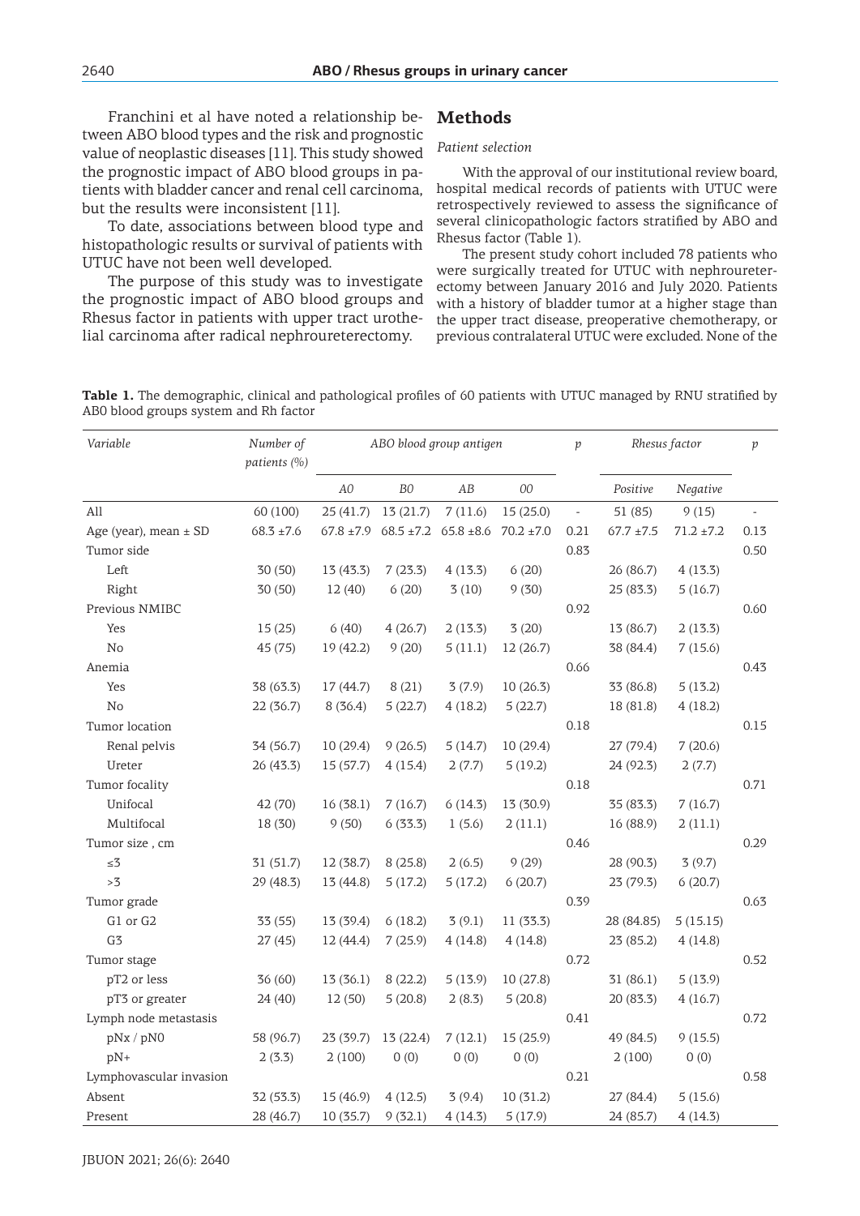Franchini et al have noted a relationship between ABO blood types and the risk and prognostic value of neoplastic diseases [11]. This study showed the prognostic impact of ABO blood groups in patients with bladder cancer and renal cell carcinoma, but the results were inconsistent [11].

To date, associations between blood type and histopathologic results or survival of patients with UTUC have not been well developed.

The purpose of this study was to investigate the prognostic impact of ABO blood groups and Rhesus factor in patients with upper tract urothelial carcinoma after radical nephroureterectomy.

## Methods

*Patient selection*

With the approval of our institutional review board, hospital medical records of patients with UTUC were retrospectively reviewed to assess the significance of several clinicopathologic factors stratified by ABO and Rhesus factor (Table 1).

The present study cohort included 78 patients who were surgically treated for UTUC with nephroureterectomy between January 2016 and July 2020. Patients with a history of bladder tumor at a higher stage than the upper tract disease, preoperative chemotherapy, or previous contralateral UTUC were excluded. None of the

**Table 1.** The demographic, clinical and pathological profiles of 60 patients with UTUC managed by RNU stratified by AB0 blood groups system and Rh factor

| Variable | Number of patients (%) | ABO blood group antigen | | | | p | Rhesus factor | | p |
|---|---|---|---|---|---|---|---|---|---|
| | | A0 | B0 | AB | 00 | | Positive | Negative | |
| All | 60 (100) | 25 (41.7) | 13 (21.7) | 7 (11.6) | 15 (25.0) | - | 51 (85) | 9 (15) | - |
| Age (year), mean ± SD | 68.3 ±7.6 | 67.8 ±7.9 | 68.5 ±7.2 | 65.8 ±8.6 | 70.2 ±7.0 | 0.21 | 67.7 ±7.5 | 71.2 ±7.2 | 0.13 |
| Tumor side | | | | | | 0.83 | | | 0.50 |
| Left | 30 (50) | 13 (43.3) | 7 (23.3) | 4 (13.3) | 6 (20) | | 26 (86.7) | 4 (13.3) | |
| Right | 30 (50) | 12 (40) | 6 (20) | 3 (10) | 9 (30) | | 25 (83.3) | 5 (16.7) | |
| Previous NMIBC | | | | | | 0.92 | | | 0.60 |
| Yes | 15 (25) | 6 (40) | 4 (26.7) | 2 (13.3) | 3 (20) | | 13 (86.7) | 2 (13.3) | |
| No | 45 (75) | 19 (42.2) | 9 (20) | 5 (11.1) | 12 (26.7) | | 38 (84.4) | 7 (15.6) | |
| Anemia | | | | | | 0.66 | | | 0.43 |
| Yes | 38 (63.3) | 17 (44.7) | 8 (21) | 3 (7.9) | 10 (26.3) | | 33 (86.8) | 5 (13.2) | |
| No | 22 (36.7) | 8 (36.4) | 5 (22.7) | 4 (18.2) | 5 (22.7) | | 18 (81.8) | 4 (18.2) | |
| Tumor location | | | | | | 0.18 | | | 0.15 |
| Renal pelvis | 34 (56.7) | 10 (29.4) | 9 (26.5) | 5 (14.7) | 10 (29.4) | | 27 (79.4) | 7 (20.6) | |
| Ureter | 26 (43.3) | 15 (57.7) | 4 (15.4) | 2 (7.7) | 5 (19.2) | | 24 (92.3) | 2 (7.7) | |
| Tumor focality | | | | | | 0.18 | | | 0.71 |
| Unifocal | 42 (70) | 16 (38.1) | 7 (16.7) | 6 (14.3) | 13 (30.9) | | 35 (83.3) | 7 (16.7) | |
| Multifocal | 18 (30) | 9 (50) | 6 (33.3) | 1 (5.6) | 2 (11.1) | | 16 (88.9) | 2 (11.1) | |
| Tumor size , cm | | | | | | 0.46 | | | 0.29 |
| ≤3 | 31 (51.7) | 12 (38.7) | 8 (25.8) | 2 (6.5) | 9 (29) | | 28 (90.3) | 3 (9.7) | |
| >3 | 29 (48.3) | 13 (44.8) | 5 (17.2) | 5 (17.2) | 6 (20.7) | | 23 (79.3) | 6 (20.7) | |
| Tumor grade | | | | | | 0.39 | | | 0.63 |
| G1 or G2 | 33 (55) | 13 (39.4) | 6 (18.2) | 3 (9.1) | 11 (33.3) | | 28 (84.85) | 5 (15.15) | |
| G3 | 27 (45) | 12 (44.4) | 7 (25.9) | 4 (14.8) | 4 (14.8) | | 23 (85.2) | 4 (14.8) | |
| Tumor stage | | | | | | 0.72 | | | 0.52 |
| pT2 or less | 36 (60) | 13 (36.1) | 8 (22.2) | 5 (13.9) | 10 (27.8) | | 31 (86.1) | 5 (13.9) | |
| pT3 or greater | 24 (40) | 12 (50) | 5 (20.8) | 2 (8.3) | 5 (20.8) | | 20 (83.3) | 4 (16.7) | |
| Lymph node metastasis | | | | | | 0.41 | | | 0.72 |
| pNx / pN0 | 58 (96.7) | 23 (39.7) | 13 (22.4) | 7 (12.1) | 15 (25.9) | | 49 (84.5) | 9 (15.5) | |
| pN+ | 2 (3.3) | 2 (100) | 0 (0) | 0 (0) | 0 (0) | | 2 (100) | 0 (0) | |
| Lymphovascular invasion | | | | | | 0.21 | | | 0.58 |
| Absent | 32 (53.3) | 15 (46.9) | 4 (12.5) | 3 (9.4) | 10 (31.2) | | 27 (84.4) | 5 (15.6) | |
| Present | 28 (46.7) | 10 (35.7) | 9 (32.1) | 4 (14.3) | 5 (17.9) | | 24 (85.7) | 4 (14.3) | |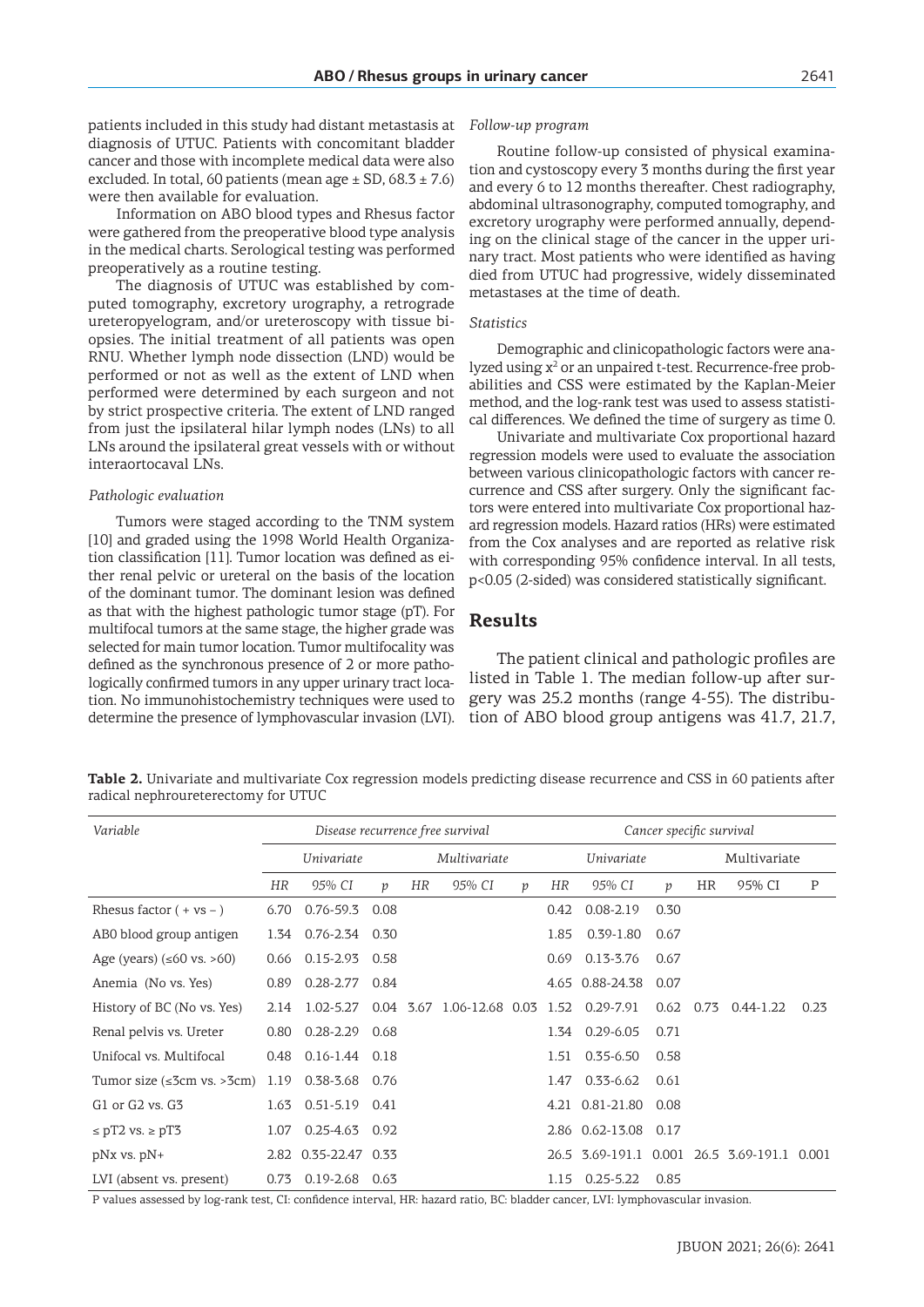patients included in this study had distant metastasis at diagnosis of UTUC. Patients with concomitant bladder cancer and those with incomplete medical data were also excluded. In total, 60 patients (mean age ± SD, 68.3 ± 7.6) were then available for evaluation.

Information on ABO blood types and Rhesus factor were gathered from the preoperative blood type analysis in the medical charts. Serological testing was performed preoperatively as a routine testing.

The diagnosis of UTUC was established by computed tomography, excretory urography, a retrograde ureteropyelogram, and/or ureteroscopy with tissue biopsies. The initial treatment of all patients was open RNU. Whether lymph node dissection (LND) would be performed or not as well as the extent of LND when performed were determined by each surgeon and not by strict prospective criteria. The extent of LND ranged from just the ipsilateral hilar lymph nodes (LNs) to all LNs around the ipsilateral great vessels with or without interaortocaval LNs.

### *Pathologic evaluation*

Tumors were staged according to the TNM system [10] and graded using the 1998 World Health Organization classification [11]. Tumor location was defined as either renal pelvic or ureteral on the basis of the location of the dominant tumor. The dominant lesion was defined as that with the highest pathologic tumor stage (pT). For multifocal tumors at the same stage, the higher grade was selected for main tumor location. Tumor multifocality was defined as the synchronous presence of 2 or more pathologically confirmed tumors in any upper urinary tract location. No immunohistochemistry techniques were used to determine the presence of lymphovascular invasion (LVI).

### *Follow-up program*

Routine follow-up consisted of physical examination and cystoscopy every 3 months during the first year and every 6 to 12 months thereafter. Chest radiography, abdominal ultrasonography, computed tomography, and excretory urography were performed annually, depending on the clinical stage of the cancer in the upper urinary tract. Most patients who were identified as having died from UTUC had progressive, widely disseminated metastases at the time of death.

### *Statistics*

Demographic and clinicopathologic factors were analyzed using $x^2$ or an unpaired t-test. Recurrence-free probabilities and CSS were estimated by the Kaplan-Meier method, and the log-rank test was used to assess statistical differences. We defined the time of surgery as time 0.

Univariate and multivariate Cox proportional hazard regression models were used to evaluate the association between various clinicopathologic factors with cancer recurrence and CSS after surgery. Only the significant factors were entered into multivariate Cox proportional hazard regression models. Hazard ratios (HRs) were estimated from the Cox analyses and are reported as relative risk with corresponding 95% confidence interval. In all tests, $p<0.05$ (2-sided) was considered statistically significant.

## Results

The patient clinical and pathologic profiles are listed in Table 1. The median follow-up after surgery was 25.2 months (range 4-55). The distribution of ABO blood group antigens was 41.7, 21.7,

**Table 2.** Univariate and multivariate Cox regression models predicting disease recurrence and CSS in 60 patients after radical nephroureterectomy for UTUC

| Variable | Disease recurrence free survival | | | | | | Cancer specific survival | | | | | |
|---|---|---|---|---|---|---|---|---|---|---|---|---|
| | Univariate | | | Multivariate | | | Univariate | | | Multivariate | | |
| | HR | 95% CI | p | HR | 95% CI | p | HR | 95% CI | p | HR | 95% CI | P |
| Rhesus factor ( + vs – ) | 6.70 | 0.76-59.3 | 0.08 | | | | 0.42 | 0.08-2.19 | 0.30 | | | |
| AB0 blood group antigen | 1.34 | 0.76-2.34 | 0.30 | | | | 1.85 | 0.39-1.80 | 0.67 | | | |
| Age (years) (≤60 vs. >60) | 0.66 | 0.15-2.93 | 0.58 | | | | 0.69 | 0.13-3.76 | 0.67 | | | |
| Anemia (No vs. Yes) | 0.89 | 0.28-2.77 | 0.84 | | | | 4.65 | 0.88-24.38 | 0.07 | | | |
| History of BC (No vs. Yes) | 2.14 | 1.02-5.27 | 0.04 | 3.67 | 1.06-12.68 | 0.03 | 1.52 | 0.29-7.91 | 0.62 | 0.73 | 0.44-1.22 | 0.23 |
| Renal pelvis vs. Ureter | 0.80 | 0.28-2.29 | 0.68 | | | | 1.34 | 0.29-6.05 | 0.71 | | | |
| Unifocal vs. Multifocal | 0.48 | 0.16-1.44 | 0.18 | | | | 1.51 | 0.35-6.50 | 0.58 | | | |
| Tumor size (≤3cm vs. >3cm) | 1.19 | 0.38-3.68 | 0.76 | | | | 1.47 | 0.33-6.62 | 0.61 | | | |
| G1 or G2 vs. G3 | 1.63 | 0.51-5.19 | 0.41 | | | | 4.21 | 0.81-21.80 | 0.08 | | | |
| ≤ pT2 vs. ≥ pT3 | 1.07 | 0.25-4.63 | 0.92 | | | | 2.86 | 0.62-13.08 | 0.17 | | | |
| pNx vs. pN+ | 2.82 | 0.35-22.47 | 0.33 | | | | 26.5 | 3.69-191.1 | 0.001 | 26.5 | 3.69-191.1 | 0.001 |
| LVI (absent vs. present) | 0.73 | 0.19-2.68 | 0.63 | | | | 1.15 | 0.25-5.22 | 0.85 | | | |

P values assessed by log-rank test, CI: confidence interval, HR: hazard ratio, BC: bladder cancer, LVI: lymphovascular invasion.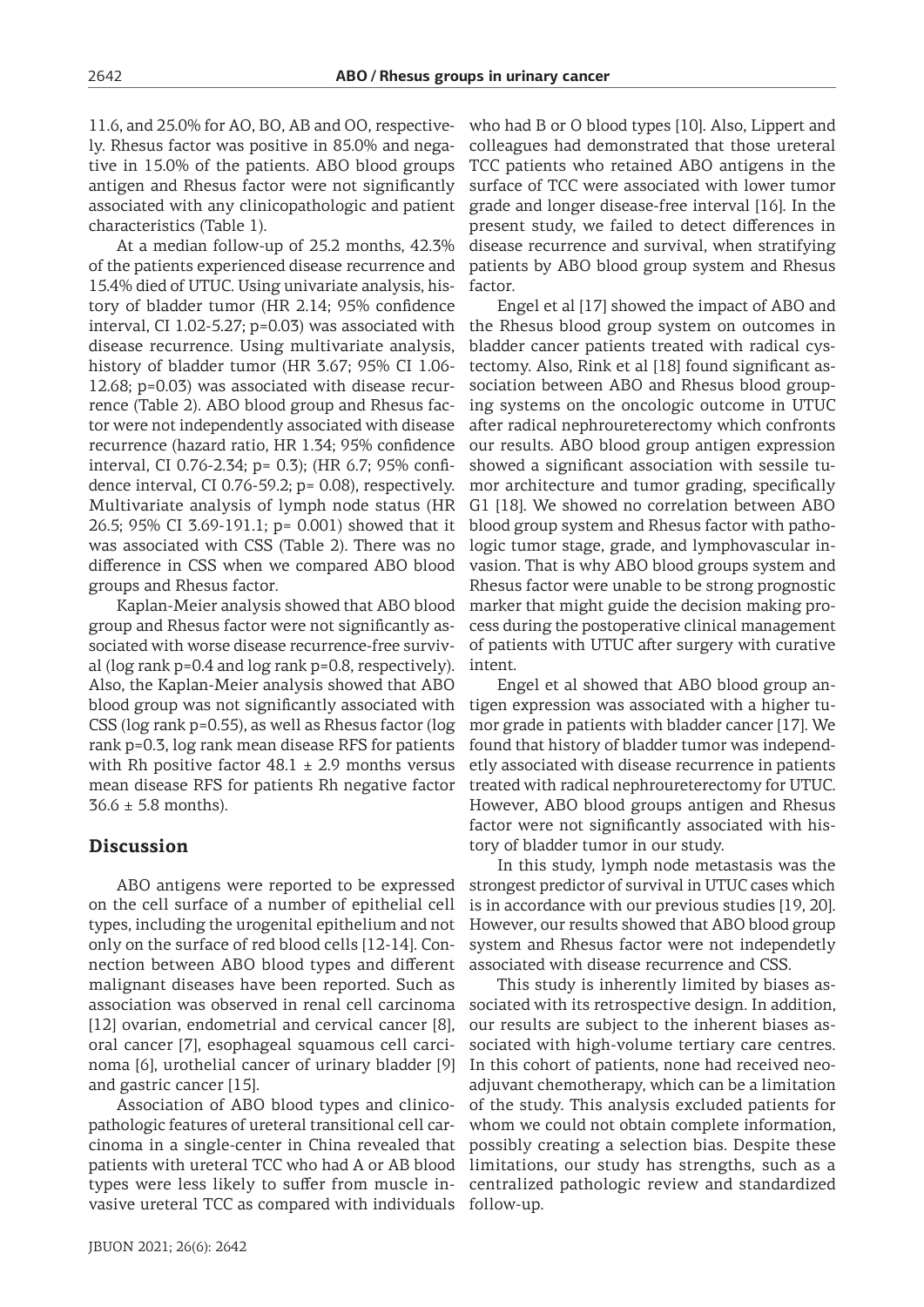11.6, and 25.0% for AO, BO, AB and OO, respectively. Rhesus factor was positive in 85.0% and negative in 15.0% of the patients. ABO blood groups antigen and Rhesus factor were not significantly associated with any clinicopathologic and patient characteristics (Table 1).

At a median follow-up of 25.2 months, 42.3% of the patients experienced disease recurrence and 15.4% died of UTUC. Using univariate analysis, history of bladder tumor (HR 2.14; 95% confidence interval, CI 1.02-5.27; p=0.03) was associated with disease recurrence. Using multivariate analysis, history of bladder tumor (HR 3.67; 95% CI 1.06-12.68; p=0.03) was associated with disease recurrence (Table 2). ABO blood group and Rhesus factor were not independently associated with disease recurrence (hazard ratio, HR 1.34; 95% confidence interval, CI 0.76-2.34; p= 0.3); (HR 6.7; 95% confidence interval, CI 0.76-59.2; p= 0.08), respectively. Multivariate analysis of lymph node status (HR 26.5; 95% CI 3.69-191.1; p= 0.001) showed that it was associated with CSS (Table 2). There was no difference in CSS when we compared ABO blood groups and Rhesus factor.

Kaplan-Meier analysis showed that ABO blood group and Rhesus factor were not significantly associated with worse disease recurrence-free survival (log rank p=0.4 and log rank p=0.8, respectively). Also, the Kaplan-Meier analysis showed that ABO blood group was not significantly associated with CSS (log rank p=0.55), as well as Rhesus factor (log rank p=0.3, log rank mean disease RFS for patients with Rh positive factor 48.1 ± 2.9 months versus mean disease RFS for patients Rh negative factor 36.6 ± 5.8 months).

## Discussion

ABO antigens were reported to be expressed on the cell surface of a number of epithelial cell types, including the urogenital epithelium and not only on the surface of red blood cells [12-14]. Connection between ABO blood types and different malignant diseases have been reported. Such as association was observed in renal cell carcinoma [12] ovarian, endometrial and cervical cancer [8], oral cancer [7], esophageal squamous cell carcinoma [6], urothelial cancer of urinary bladder [9] and gastric cancer [15].

Association of ABO blood types and clinicopathologic features of ureteral transitional cell carcinoma in a single-center in China revealed that patients with ureteral TCC who had A or AB blood types were less likely to suffer from muscle invasive ureteral TCC as compared with individuals who had B or O blood types [10]. Also, Lippert and colleagues had demonstrated that those ureteral TCC patients who retained ABO antigens in the surface of TCC were associated with lower tumor grade and longer disease-free interval [16]. In the present study, we failed to detect differences in disease recurrence and survival, when stratifying patients by ABO blood group system and Rhesus factor.

Engel et al [17] showed the impact of ABO and the Rhesus blood group system on outcomes in bladder cancer patients treated with radical cystectomy. Also, Rink et al [18] found significant association between ABO and Rhesus blood grouping systems on the oncologic outcome in UTUC after radical nephroureterectomy which confronts our results. ABO blood group antigen expression showed a significant association with sessile tumor architecture and tumor grading, specifically G1 [18]. We showed no correlation between ABO blood group system and Rhesus factor with pathologic tumor stage, grade, and lymphovascular invasion. That is why ABO blood groups system and Rhesus factor were unable to be strong prognostic marker that might guide the decision making process during the postoperative clinical management of patients with UTUC after surgery with curative intent.

Engel et al showed that ABO blood group antigen expression was associated with a higher tumor grade in patients with bladder cancer [17]. We found that history of bladder tumor was independetly associated with disease recurrence in patients treated with radical nephroureterectomy for UTUC. However, ABO blood groups antigen and Rhesus factor were not significantly associated with history of bladder tumor in our study.

In this study, lymph node metastasis was the strongest predictor of survival in UTUC cases which is in accordance with our previous studies [19, 20]. However, our results showed that ABO blood group system and Rhesus factor were not independetly associated with disease recurrence and CSS.

This study is inherently limited by biases associated with its retrospective design. In addition, our results are subject to the inherent biases associated with high-volume tertiary care centres. In this cohort of patients, none had received neoadjuvant chemotherapy, which can be a limitation of the study. This analysis excluded patients for whom we could not obtain complete information, possibly creating a selection bias. Despite these limitations, our study has strengths, such as a centralized pathologic review and standardized follow-up.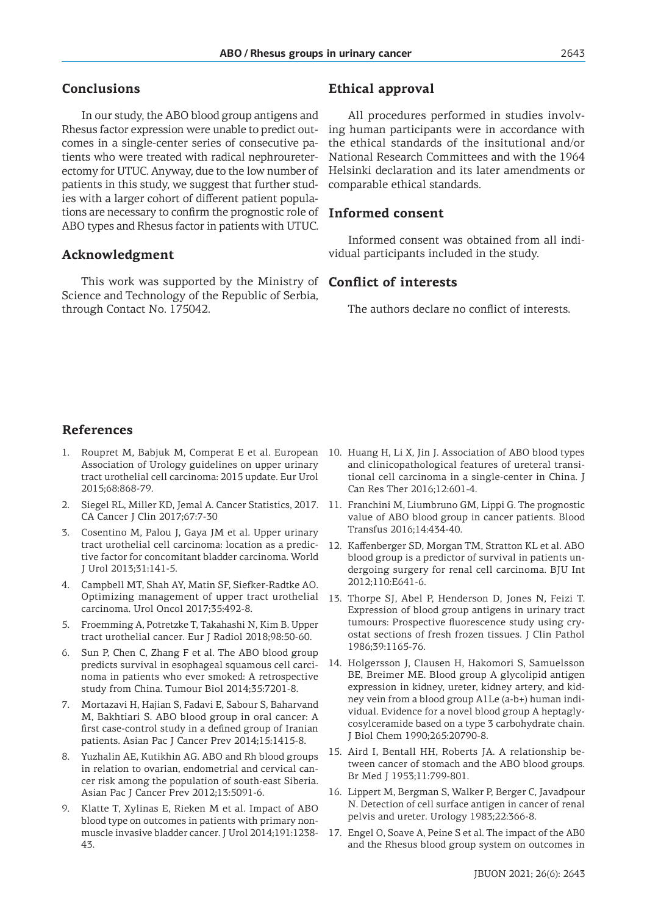## Conclusions

In our study, the ABO blood group antigens and Rhesus factor expression were unable to predict outcomes in a single-center series of consecutive patients who were treated with radical nephroureterectomy for UTUC. Anyway, due to the low number of patients in this study, we suggest that further studies with a larger cohort of different patient populations are necessary to confirm the prognostic role of ABO types and Rhesus factor in patients with UTUC.

## Acknowledgment

This work was supported by the Ministry of Science and Technology of the Republic of Serbia, through Contact No. 175042.

## Ethical approval

All procedures performed in studies involving human participants were in accordance with the ethical standards of the insitutional and/or National Research Committees and with the 1964 Helsinki declaration and its later amendments or comparable ethical standards.

## Informed consent

Informed consent was obtained from all individual participants included in the study.

## Conflict of interests

The authors declare no conflict of interests.

## References

1. Roupret M, Babjuk M, Comperat E et al. European Association of Urology guidelines on upper urinary tract urothelial cell carcinoma: 2015 update. Eur Urol 2015;68:868-79.
2. Siegel RL, Miller KD, Jemal A. Cancer Statistics, 2017. CA Cancer J Clin 2017;67:7-30
3. Cosentino M, Palou J, Gaya JM et al. Upper urinary tract urothelial cell carcinoma: location as a predictive factor for concomitant bladder carcinoma. World J Urol 2013;31:141-5.
4. Campbell MT, Shah AY, Matin SF, Siefker-Radtke AO. Optimizing management of upper tract urothelial carcinoma. Urol Oncol 2017;35:492-8.
5. Froemming A, Potretzke T, Takahashi N, Kim B. Upper tract urothelial cancer. Eur J Radiol 2018;98:50-60.
6. Sun P, Chen C, Zhang F et al. The ABO blood group predicts survival in esophageal squamous cell carcinoma in patients who ever smoked: A retrospective study from China. Tumour Biol 2014;35:7201-8.
7. Mortazavi H, Hajian S, Fadavi E, Sabour S, Baharvand M, Bakhtiari S. ABO blood group in oral cancer: A first case-control study in a defined group of Iranian patients. Asian Pac J Cancer Prev 2014;15:1415-8.
8. Yuzhalin AE, Kutikhin AG. ABO and Rh blood groups in relation to ovarian, endometrial and cervical cancer risk among the population of south-east Siberia. Asian Pac J Cancer Prev 2012;13:5091-6.
9. Klatte T, Xylinas E, Rieken M et al. Impact of ABO blood type on outcomes in patients with primary non-muscle invasive bladder cancer. J Urol 2014;191:1238-43.
10. Huang H, Li X, Jin J. Association of ABO blood types and clinicopathological features of ureteral transitional cell carcinoma in a single-center in China. J Can Res Ther 2016;12:601-4.
11. Franchini M, Liumbruno GM, Lippi G. The prognostic value of ABO blood group in cancer patients. Blood Transfus 2016;14:434-40.
12. Kaffenberger SD, Morgan TM, Stratton KL et al. ABO blood group is a predictor of survival in patients undergoing surgery for renal cell carcinoma. BJU Int 2012;110:E641-6.
13. Thorpe SJ, Abel P, Henderson D, Jones N, Feizi T. Expression of blood group antigens in urinary tract tumours: Prospective fluorescence study using cryostat sections of fresh frozen tissues. J Clin Pathol 1986;39:1165-76.
14. Holgersson J, Clausen H, Hakomori S, Samuelsson BE, Breimer ME. Blood group A glycolipid antigen expression in kidney, ureter, kidney artery, and kidney vein from a blood group A1Le (a-b+) human individual. Evidence for a novel blood group A heptaglycosylceramide based on a type 3 carbohydrate chain. J Biol Chem 1990;265:20790-8.
15. Aird I, Bentall HH, Roberts JA. A relationship between cancer of stomach and the ABO blood groups. Br Med J 1953;11:799-801.
16. Lippert M, Bergman S, Walker P, Berger C, Javadpour N. Detection of cell surface antigen in cancer of renal pelvis and ureter. Urology 1983;22:366-8.
17. Engel O, Soave A, Peine S et al. The impact of the AB0 and the Rhesus blood group system on outcomes in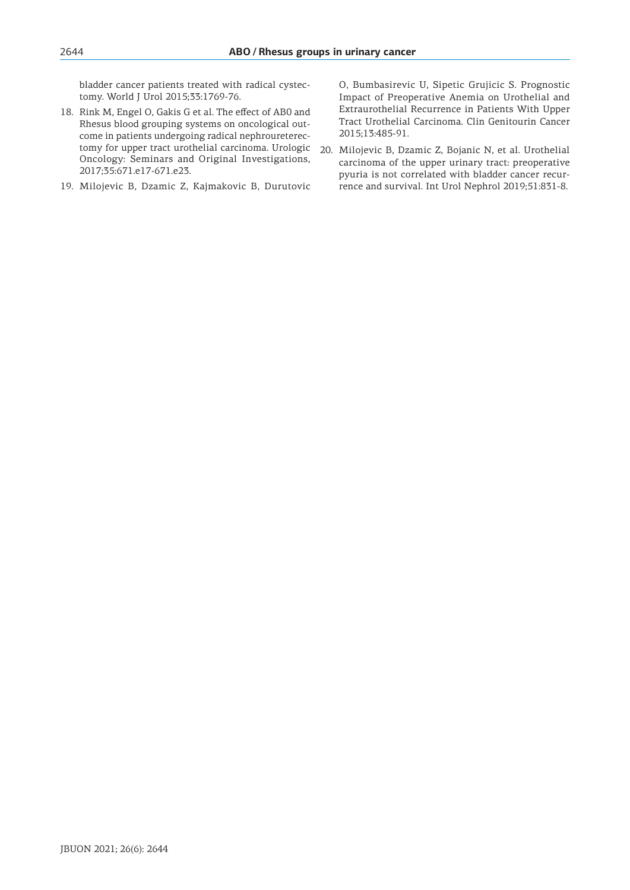bladder cancer patients treated with radical cystectomy. World J Urol 2015;33:1769-76.

18. Rink M, Engel O, Gakis G et al. The effect of AB0 and Rhesus blood grouping systems on oncological outcome in patients undergoing radical nephroureterectomy for upper tract urothelial carcinoma. Urologic Oncology: Seminars and Original Investigations, 2017;35:671.e17-671.e23.
19. Milojevic B, Dzamic Z, Kajmakovic B, Durutovic O, Bumbasirevic U, Sipetic Grujicic S. Prognostic Impact of Preoperative Anemia on Urothelial and Extraurothelial Recurrence in Patients With Upper Tract Urothelial Carcinoma. Clin Genitourin Cancer 2015;13:485-91.
20. Milojevic B, Dzamic Z, Bojanic N, et al. Urothelial carcinoma of the upper urinary tract: preoperative pyuria is not correlated with bladder cancer recurrence and survival. Int Urol Nephrol 2019;51:831-8.